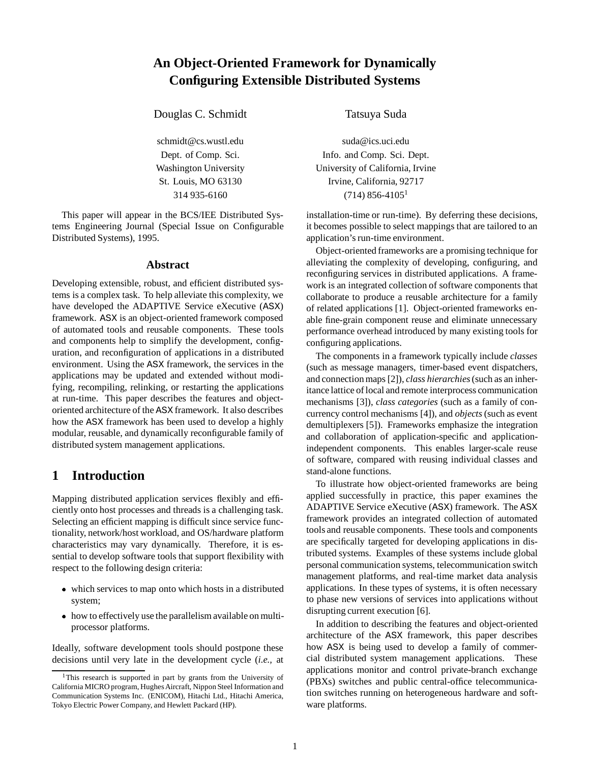// An Object-Oriented Framework for Dynamically Configuring Extensible Distributed Systems

| Douglas C. Schmidt | Tatsuya Suda |
| --- | --- |
| schmidt@cs.wustl.edu | suda@ics.uci.edu |
| Dept. of Comp. Sci. | Info. and Comp. Sci. Dept. |
| Washington University | University of California, Irvine |
| St. Louis, MO 63130 | Irvine, California, 92717 |
| 314 935-6160 | (714) 856-4105[1] |

This paper will appear in the BCS/IEE Distributed Systems Engineering Journal (Special Issue on Configurable Distributed Systems), 1995.

## Abstract

Developing extensible, robust, and efficient distributed systems is a complex task. To help alleviate this complexity, we have developed the ADAPTIVE Service eXecutive (ASX) framework. ASX is an object-oriented framework composed of automated tools and reusable components. These tools and components help to simplify the development, configuration, and reconfiguration of applications in a distributed environment. Using the ASX framework, the services in the applications may be updated and extended without modifying, recompiling, relinking, or restarting the applications at run-time. This paper describes the features and object-oriented architecture of the ASX framework. It also describes how the ASX framework has been used to develop a highly modular, reusable, and dynamically reconfigurable family of distributed system management applications.

## 1 Introduction

Mapping distributed application services flexibly and efficiently onto host processes and threads is a challenging task. Selecting an efficient mapping is difficult since service functionality, network/host workload, and OS/hardware platform characteristics may vary dynamically. Therefore, it is essential to develop software tools that support flexibility with respect to the following design criteria:

- which services to map onto which hosts in a distributed system;
- how to effectively use the parallelism available on multiprocessor platforms.

Ideally, software development tools should postpone these decisions until very late in the development cycle (*i.e.,* at installation-time or run-time). By deferring these decisions, it becomes possible to select mappings that are tailored to an application's run-time environment.

Object-oriented frameworks are a promising technique for alleviating the complexity of developing, configuring, and reconfiguring services in distributed applications. A framework is an integrated collection of software components that collaborate to produce a reusable architecture for a family of related applications [1]. Object-oriented frameworks enable fine-grain component reuse and eliminate unnecessary performance overhead introduced by many existing tools for configuring applications.

The components in a framework typically include *classes* (such as message managers, timer-based event dispatchers, and connection maps [2]), *class hierarchies* (such as an inheritance lattice of local and remote interprocess communication mechanisms [3]), *class categories* (such as a family of concurrency control mechanisms [4]), and *objects* (such as event demultiplexers [5]). Frameworks emphasize the integration and collaboration of application-specific and application-independent components. This enables larger-scale reuse of software, compared with reusing individual classes and stand-alone functions.

To illustrate how object-oriented frameworks are being applied successfully in practice, this paper examines the ADAPTIVE Service eXecutive (ASX) framework. The ASX framework provides an integrated collection of automated tools and reusable components. These tools and components are specifically targeted for developing applications in distributed systems. Examples of these systems include global personal communication systems, telecommunication switch management platforms, and real-time market data analysis applications. In these types of systems, it is often necessary to phase new versions of services into applications without disrupting current execution [6].

In addition to describing the features and object-oriented architecture of the ASX framework, this paper describes how ASX is being used to develop a family of commercial distributed system management applications. These applications monitor and control private-branch exchange (PBXs) switches and public central-office telecommunication switches running on heterogeneous hardware and software platforms.

[1] This research is supported in part by grants from the University of California MICRO program, Hughes Aircraft, Nippon Steel Information and Communication Systems Inc. (ENICOM), Hitachi Ltd., Hitachi America, Tokyo Electric Power Company, and Hewlett Packard (HP).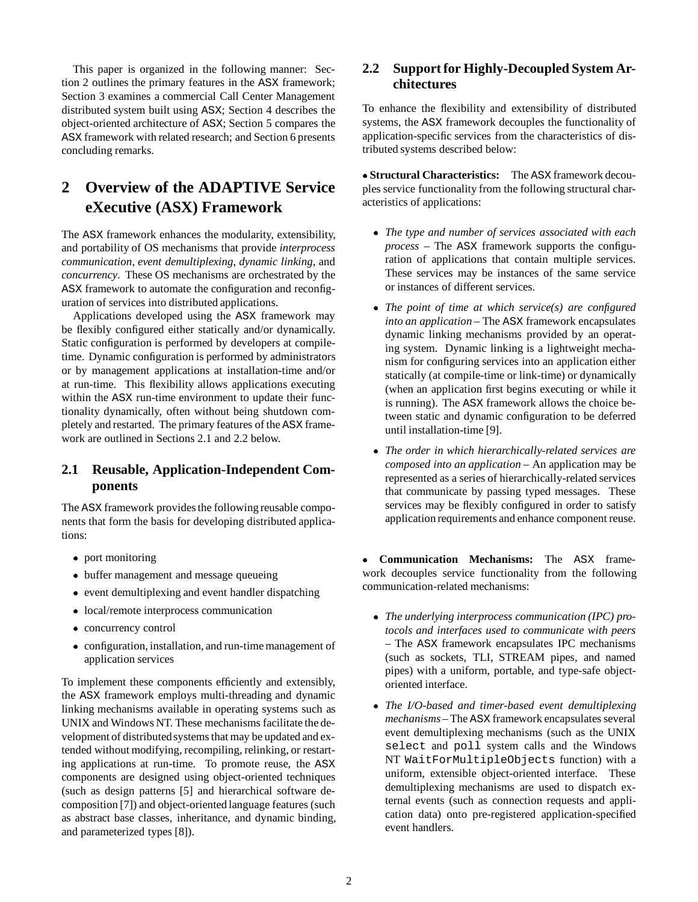This paper is organized in the following manner: Section 2 outlines the primary features in the ASX framework; Section 3 examines a commercial Call Center Management distributed system built using ASX; Section 4 describes the object-oriented architecture of ASX; Section 5 compares the ASX framework with related research; and Section 6 presents concluding remarks.

# 2 Overview of the ADAPTIVE Service eXecutive (ASX) Framework

The ASX framework enhances the modularity, extensibility, and portability of OS mechanisms that provide *interprocess communication*, *event demultiplexing*, *dynamic linking*, and *concurrency*. These OS mechanisms are orchestrated by the ASX framework to automate the configuration and reconfiguration of services into distributed applications.

Applications developed using the ASX framework may be flexibly configured either statically and/or dynamically. Static configuration is performed by developers at compile-time. Dynamic configuration is performed by administrators or by management applications at installation-time and/or at run-time. This flexibility allows applications executing within the ASX run-time environment to update their functionality dynamically, often without being shutdown completely and restarted. The primary features of the ASX framework are outlined in Sections 2.1 and 2.2 below.

## 2.1 Reusable, Application-Independent Components

The ASX framework provides the following reusable components that form the basis for developing distributed applications:

- port monitoring
- buffer management and message queueing
- event demultiplexing and event handler dispatching
- local/remote interprocess communication
- concurrency control
- configuration, installation, and run-time management of application services

To implement these components efficiently and extensibly, the ASX framework employs multi-threading and dynamic linking mechanisms available in operating systems such as UNIX and Windows NT. These mechanisms facilitate the development of distributed systems that may be updated and extended without modifying, recompiling, relinking, or restarting applications at run-time. To promote reuse, the ASX components are designed using object-oriented techniques (such as design patterns [5] and hierarchical software decomposition [7]) and object-oriented language features (such as abstract base classes, inheritance, and dynamic binding, and parameterized types [8]).

## 2.2 Support for Highly-Decoupled System Architectures

To enhance the flexibility and extensibility of distributed systems, the ASX framework decouples the functionality of application-specific services from the characteristics of distributed systems described below:

- **Structural Characteristics:** The ASX framework decouples service functionality from the following structural characteristics of applications:

  - *The type and number of services associated with each process* – The ASX framework supports the configuration of applications that contain multiple services. These services may be instances of the same service or instances of different services.
  - *The point of time at which service(s) are configured into an application* – The ASX framework encapsulates dynamic linking mechanisms provided by an operating system. Dynamic linking is a lightweight mechanism for configuring services into an application either statically (at compile-time or link-time) or dynamically (when an application first begins executing or while it is running). The ASX framework allows the choice between static and dynamic configuration to be deferred until installation-time [9].
  - *The order in which hierarchically-related services are composed into an application* – An application may be represented as a series of hierarchically-related services that communicate by passing typed messages. These services may be flexibly configured in order to satisfy application requirements and enhance component reuse.

- **Communication Mechanisms:** The ASX framework decouples service functionality from the following communication-related mechanisms:

  - *The underlying interprocess communication (IPC) protocols and interfaces used to communicate with peers* – The ASX framework encapsulates IPC mechanisms (such as sockets, TLI, STREAM pipes, and named pipes) with a uniform, portable, and type-safe object-oriented interface.
  - *The I/O-based and timer-based event demultiplexing mechanisms* – The ASX framework encapsulates several event demultiplexing mechanisms (such as the UNIX `select` and `poll` system calls and the Windows NT `WaitForMultipleObjects` function) with a uniform, extensible object-oriented interface. These demultiplexing mechanisms are used to dispatch external events (such as connection requests and application data) onto pre-registered application-specified event handlers.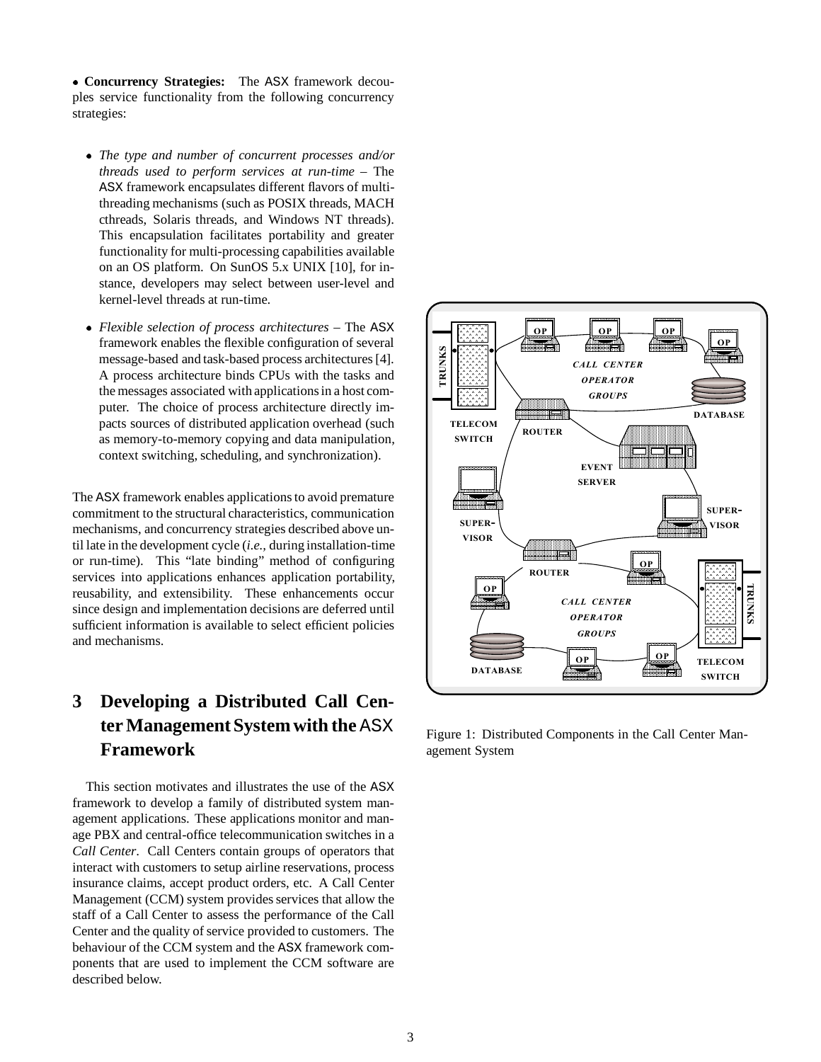• **Concurrency Strategies:** The ASX framework decouples service functionality from the following concurrency strategies:

- *The type and number of concurrent processes and/or threads used to perform services at run-time* – The ASX framework encapsulates different flavors of multi-threading mechanisms (such as POSIX threads, MACH cthreads, Solaris threads, and Windows NT threads). This encapsulation facilitates portability and greater functionality for multi-processing capabilities available on an OS platform. On SunOS 5.x UNIX [10], for instance, developers may select between user-level and kernel-level threads at run-time.

- *Flexible selection of process architectures* – The ASX framework enables the flexible configuration of several message-based and task-based process architectures [4]. A process architecture binds CPUs with the tasks and the messages associated with applications in a host computer. The choice of process architecture directly impacts sources of distributed application overhead (such as memory-to-memory copying and data manipulation, context switching, scheduling, and synchronization).

The ASX framework enables applications to avoid premature commitment to the structural characteristics, communication mechanisms, and concurrency strategies described above until late in the development cycle (*i.e.,* during installation-time or run-time). This "late binding" method of configuring services into applications enhances application portability, reusability, and extensibility. These enhancements occur since design and implementation decisions are deferred until sufficient information is available to select efficient policies and mechanisms.

# 3 Developing a Distributed Call Center Management System with the ASX Framework

This section motivates and illustrates the use of the ASX framework to develop a family of distributed system management applications. These applications monitor and manage PBX and central-office telecommunication switches in a *Call Center*. Call Centers contain groups of operators that interact with customers to setup airline reservations, process insurance claims, accept product orders, etc. A Call Center Management (CCM) system provides services that allow the staff of a Call Center to assess the performance of the Call Center and the quality of service provided to customers. The behaviour of the CCM system and the ASX framework components that are used to implement the CCM software are described below.

Figure 1: Distributed Components in the Call Center Management System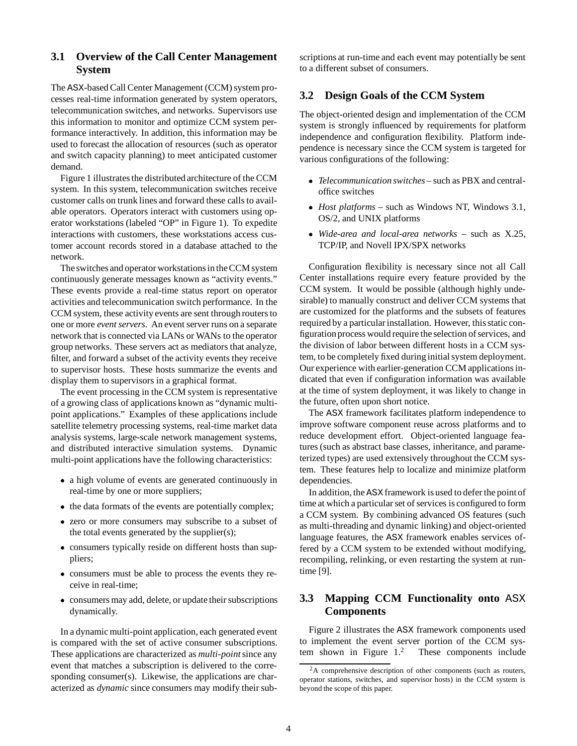### 3.1 Overview of the Call Center Management System

The ASX-based Call Center Management (CCM) system processes real-time information generated by system operators, telecommunication switches, and networks. Supervisors use this information to monitor and optimize CCM system performance interactively. In addition, this information may be used to forecast the allocation of resources (such as operator and switch capacity planning) to meet anticipated customer demand.

Figure 1 illustrates the distributed architecture of the CCM system. In this system, telecommunication switches receive customer calls on trunk lines and forward these calls to available operators. Operators interact with customers using operator workstations (labeled "OP" in Figure 1). To expedite interactions with customers, these workstations access customer account records stored in a database attached to the network.

The switches and operator workstations in the CCM system continuously generate messages known as "activity events." These events provide a real-time status report on operator activities and telecommunication switch performance. In the CCM system, these activity events are sent through routers to one or more *event servers*. An event server runs on a separate network that is connected via LANs or WANs to the operator group networks. These servers act as mediators that analyze, filter, and forward a subset of the activity events they receive to supervisor hosts. These hosts summarize the events and display them to supervisors in a graphical format.

The event processing in the CCM system is representative of a growing class of applications known as "dynamic multi-point applications." Examples of these applications include satellite telemetry processing systems, real-time market data analysis systems, large-scale network management systems, and distributed interactive simulation systems. Dynamic multi-point applications have the following characteristics:

- a high volume of events are generated continuously in real-time by one or more suppliers;
- the data formats of the events are potentially complex;
- zero or more consumers may subscribe to a subset of the total events generated by the supplier(s);
- consumers typically reside on different hosts than suppliers;
- consumers must be able to process the events they receive in real-time;
- consumers may add, delete, or update their subscriptions dynamically.

In a dynamic multi-point application, each generated event is compared with the set of active consumer subscriptions. These applications are characterized as *multi-point* since any event that matches a subscription is delivered to the corresponding consumer(s). Likewise, the applications are characterized as *dynamic* since consumers may modify their subscriptions at run-time and each event may potentially be sent to a different subset of consumers.

### 3.2 Design Goals of the CCM System

The object-oriented design and implementation of the CCM system is strongly influenced by requirements for platform independence and configuration flexibility. Platform independence is necessary since the CCM system is targeted for various configurations of the following:

- *Telecommunication switches* – such as PBX and central-office switches
- *Host platforms* – such as Windows NT, Windows 3.1, OS/2, and UNIX platforms
- *Wide-area and local-area networks* – such as X.25, TCP/IP, and Novell IPX/SPX networks

Configuration flexibility is necessary since not all Call Center installations require every feature provided by the CCM system. It would be possible (although highly undesirable) to manually construct and deliver CCM systems that are customized for the platforms and the subsets of features required by a particular installation. However, this static configuration process would require the selection of services, and the division of labor between different hosts in a CCM system, to be completely fixed during initial system deployment. Our experience with earlier-generation CCM applications indicated that even if configuration information was available at the time of system deployment, it was likely to change in the future, often upon short notice.

The ASX framework facilitates platform independence to improve software component reuse across platforms and to reduce development effort. Object-oriented language features (such as abstract base classes, inheritance, and parameterized types) are used extensively throughout the CCM system. These features help to localize and minimize platform dependencies.

In addition, the ASX framework is used to defer the point of time at which a particular set of services is configured to form a CCM system. By combining advanced OS features (such as multi-threading and dynamic linking) and object-oriented language features, the ASX framework enables services offered by a CCM system to be extended without modifying, recompiling, relinking, or even restarting the system at run-time [9].

### 3.3 Mapping CCM Functionality onto ASX Components

Figure 2 illustrates the ASX framework components used to implement the event server portion of the CCM system shown in Figure 1.[2] These components include

[2] A comprehensive description of other components (such as routers, operator stations, switches, and supervisor hosts) in the CCM system is beyond the scope of this paper.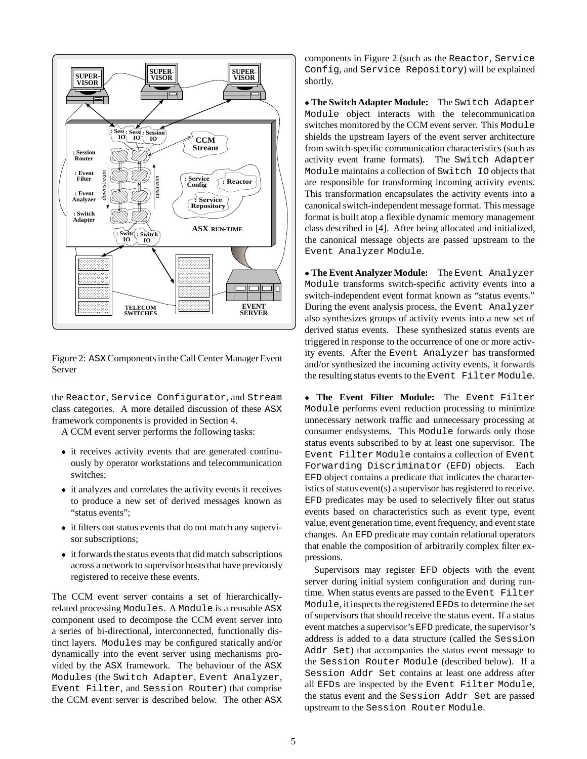Figure 2: ASX Components in the Call Center Manager Event Server

the Reactor, Service Configurator, and Stream class categories. A more detailed discussion of these ASX framework components is provided in Section 4.

A CCM event server performs the following tasks:

- it receives activity events that are generated continuously by operator workstations and telecommunication switches;
- it analyzes and correlates the activity events it receives to produce a new set of derived messages known as "status events";
- it filters out status events that do not match any supervisor subscriptions;
- it forwards the status events that did match subscriptions across a network to supervisor hosts that have previously registered to receive these events.

The CCM event server contains a set of hierarchically-related processing Modules. A Module is a reusable ASX component used to decompose the CCM event server into a series of bi-directional, interconnected, functionally distinct layers. Modules may be configured statically and/or dynamically into the event server using mechanisms provided by the ASX framework. The behaviour of the ASX Modules (the Switch Adapter, Event Analyzer, Event Filter, and Session Router) that comprise the CCM event server is described below. The other ASX components in Figure 2 (such as the Reactor, Service Config, and Service Repository) will be explained shortly.

- **The Switch Adapter Module:** The Switch Adapter Module object interacts with the telecommunication switches monitored by the CCM event server. This Module shields the upstream layers of the event server architecture from switch-specific communication characteristics (such as activity event frame formats). The Switch Adapter Module maintains a collection of Switch IO objects that are responsible for transforming incoming activity events. This transformation encapsulates the activity events into a canonical switch-independent message format. This message format is built atop a flexible dynamic memory management class described in [4]. After being allocated and initialized, the canonical message objects are passed upstream to the Event Analyzer Module.

- **The Event Analyzer Module:** The Event Analyzer Module transforms switch-specific activity events into a switch-independent event format known as "status events." During the event analysis process, the Event Analyzer also synthesizes groups of activity events into a new set of derived status events. These synthesized status events are triggered in response to the occurrence of one or more activity events. After the Event Analyzer has transformed and/or synthesized the incoming activity events, it forwards the resulting status events to the Event Filter Module.

- **The Event Filter Module:** The Event Filter Module performs event reduction processing to minimize unnecessary network traffic and unnecessary processing at consumer endsystems. This Module forwards only those status events subscribed to by at least one supervisor. The Event Filter Module contains a collection of Event Forwarding Discriminator (EFD) objects. Each EFD object contains a predicate that indicates the characteristics of status event(s) a supervisor has registered to receive. EFD predicates may be used to selectively filter out status events based on characteristics such as event type, event value, event generation time, event frequency, and event state changes. An EFD predicate may contain relational operators that enable the composition of arbitrarily complex filter expressions.

Supervisors may register EFD objects with the event server during initial system configuration and during runtime. When status events are passed to the Event Filter Module, it inspects the registered EFDs to determine the set of supervisors that should receive the status event. If a status event matches a supervisor's EFD predicate, the supervisor's address is added to a data structure (called the Session Addr Set) that accompanies the status event message to the Session Router Module (described below). If a Session Addr Set contains at least one address after all EFDs are inspected by the Event Filter Module, the status event and the Session Addr Set are passed upstream to the Session Router Module.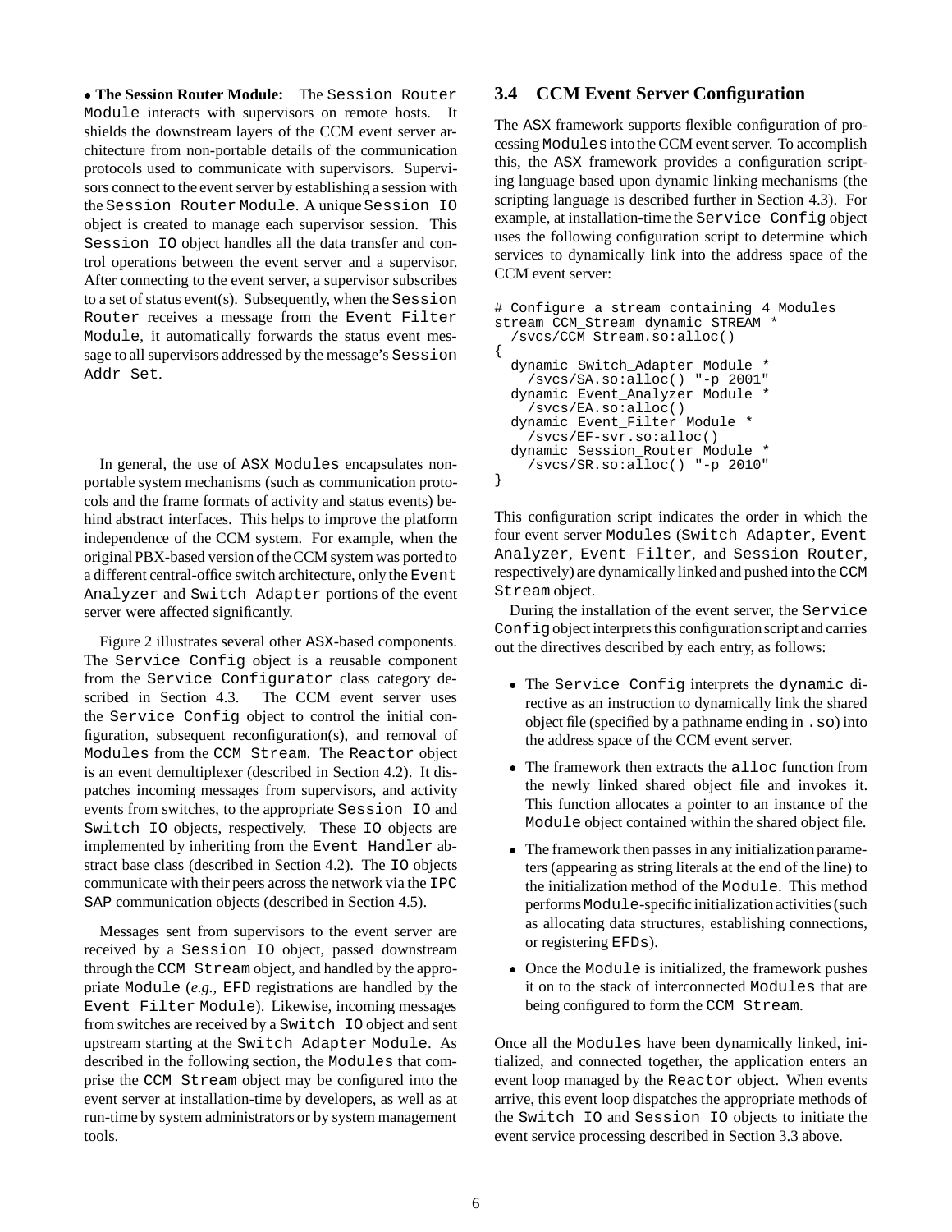• **The Session Router Module:** The Session Router Module interacts with supervisors on remote hosts. It shields the downstream layers of the CCM event server architecture from non-portable details of the communication protocols used to communicate with supervisors. Supervisors connect to the event server by establishing a session with the Session Router Module. A unique Session IO object is created to manage each supervisor session. This Session IO object handles all the data transfer and control operations between the event server and a supervisor. After connecting to the event server, a supervisor subscribes to a set of status event(s). Subsequently, when the Session Router receives a message from the Event Filter Module, it automatically forwards the status event message to all supervisors addressed by the message's Session Addr Set.

In general, the use of ASX Modules encapsulates non-portable system mechanisms (such as communication protocols and the frame formats of activity and status events) behind abstract interfaces. This helps to improve the platform independence of the CCM system. For example, when the original PBX-based version of the CCM system was ported to a different central-office switch architecture, only the Event Analyzer and Switch Adapter portions of the event server were affected significantly.

Figure 2 illustrates several other ASX-based components. The Service Config object is a reusable component from the Service Configurator class category described in Section 4.3. The CCM event server uses the Service Config object to control the initial configuration, subsequent reconfiguration(s), and removal of Modules from the CCM Stream. The Reactor object is an event demultiplexer (described in Section 4.2). It dispatches incoming messages from supervisors, and activity events from switches, to the appropriate Session IO and Switch IO objects, respectively. These IO objects are implemented by inheriting from the Event Handler abstract base class (described in Section 4.2). The IO objects communicate with their peers across the network via the IPC SAP communication objects (described in Section 4.5).

Messages sent from supervisors to the event server are received by a Session IO object, passed downstream through the CCM Stream object, and handled by the appropriate Module (*e.g.,* EFD registrations are handled by the Event Filter Module). Likewise, incoming messages from switches are received by a Switch IO object and sent upstream starting at the Switch Adapter Module. As described in the following section, the Modules that comprise the CCM Stream object may be configured into the event server at installation-time by developers, as well as at run-time by system administrators or by system management tools.

## 3.4 CCM Event Server Configuration

The ASX framework supports flexible configuration of processing Modules into the CCM event server. To accomplish this, the ASX framework provides a configuration scripting language based upon dynamic linking mechanisms (the scripting language is described further in Section 4.3). For example, at installation-time the Service Config object uses the following configuration script to determine which services to dynamically link into the address space of the CCM event server:

```
# Configure a stream containing 4 Modules
stream CCM_Stream dynamic STREAM *
  /svcs/CCM_Stream.so:alloc()
{
  dynamic Switch_Adapter Module *
    /svcs/SA.so:alloc() "-p 2001"
  dynamic Event_Analyzer Module *
    /svcs/EA.so:alloc()
  dynamic Event_Filter Module *
    /svcs/EF-svr.so:alloc()
  dynamic Session_Router Module *
    /svcs/SR.so:alloc() "-p 2010"
}
```

This configuration script indicates the order in which the four event server Modules (Switch Adapter, Event Analyzer, Event Filter, and Session Router, respectively) are dynamically linked and pushed into the CCM Stream object.

During the installation of the event server, the Service Config object interprets this configuration script and carries out the directives described by each entry, as follows:

- The Service Config interprets the dynamic directive as an instruction to dynamically link the shared object file (specified by a pathname ending in .so) into the address space of the CCM event server.
- The framework then extracts the alloc function from the newly linked shared object file and invokes it. This function allocates a pointer to an instance of the Module object contained within the shared object file.
- The framework then passes in any initialization parameters (appearing as string literals at the end of the line) to the initialization method of the Module. This method performs Module-specific initialization activities (such as allocating data structures, establishing connections, or registering EFDs).
- Once the Module is initialized, the framework pushes it on to the stack of interconnected Modules that are being configured to form the CCM Stream.

Once all the Modules have been dynamically linked, initialized, and connected together, the application enters an event loop managed by the Reactor object. When events arrive, this event loop dispatches the appropriate methods of the Switch IO and Session IO objects to initiate the event service processing described in Section 3.3 above.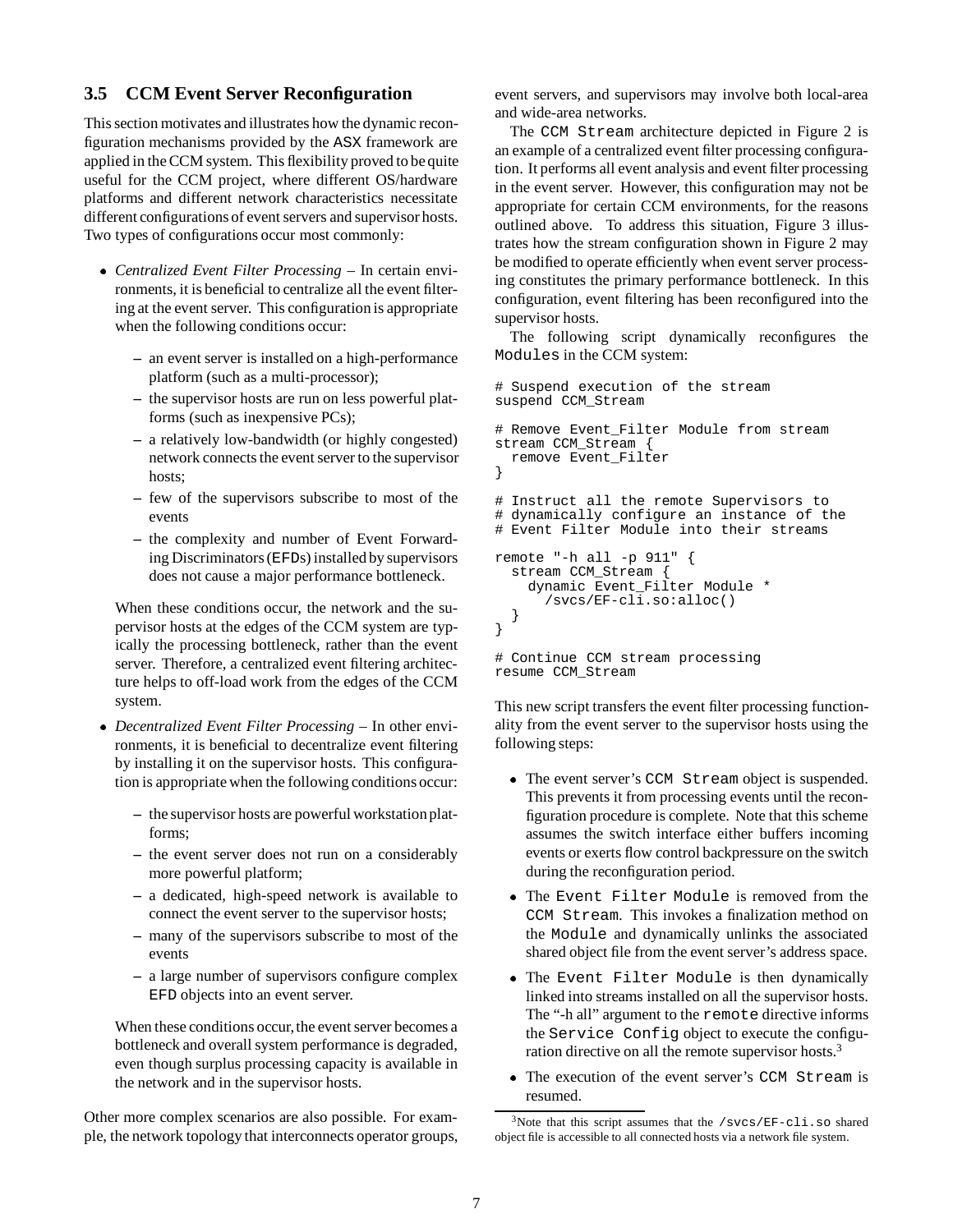### 3.5 CCM Event Server Reconfiguration

This section motivates and illustrates how the dynamic reconfiguration mechanisms provided by the ASX framework are applied in the CCM system. This flexibility proved to be quite useful for the CCM project, where different OS/hardware platforms and different network characteristics necessitate different configurations of event servers and supervisor hosts. Two types of configurations occur most commonly:

- *Centralized Event Filter Processing* – In certain environments, it is beneficial to centralize all the event filtering at the event server. This configuration is appropriate when the following conditions occur:
  - an event server is installed on a high-performance platform (such as a multi-processor);
  - the supervisor hosts are run on less powerful platforms (such as inexpensive PCs);
  - a relatively low-bandwidth (or highly congested) network connects the event server to the supervisor hosts;
  - few of the supervisors subscribe to most of the events
  - the complexity and number of Event Forwarding Discriminators (EFDs) installed by supervisors does not cause a major performance bottleneck.

  When these conditions occur, the network and the supervisor hosts at the edges of the CCM system are typically the processing bottleneck, rather than the event server. Therefore, a centralized event filtering architecture helps to off-load work from the edges of the CCM system.

- *Decentralized Event Filter Processing* – In other environments, it is beneficial to decentralize event filtering by installing it on the supervisor hosts. This configuration is appropriate when the following conditions occur:
  - the supervisor hosts are powerful workstation platforms;
  - the event server does not run on a considerably more powerful platform;
  - a dedicated, high-speed network is available to connect the event server to the supervisor hosts;
  - many of the supervisors subscribe to most of the events
  - a large number of supervisors configure complex EFD objects into an event server.

  When these conditions occur, the event server becomes a bottleneck and overall system performance is degraded, even though surplus processing capacity is available in the network and in the supervisor hosts.

Other more complex scenarios are also possible. For example, the network topology that interconnects operator groups, event servers, and supervisors may involve both local-area and wide-area networks.

The CCM Stream architecture depicted in Figure 2 is an example of a centralized event filter processing configuration. It performs all event analysis and event filter processing in the event server. However, this configuration may not be appropriate for certain CCM environments, for the reasons outlined above. To address this situation, Figure 3 illustrates how the stream configuration shown in Figure 2 may be modified to operate efficiently when event server processing constitutes the primary performance bottleneck. In this configuration, event filtering has been reconfigured into the supervisor hosts.

The following script dynamically reconfigures the Modules in the CCM system:

```
# Suspend execution of the stream
suspend CCM_Stream

# Remove Event_Filter Module from stream
stream CCM_Stream {
  remove Event_Filter
}

# Instruct all the remote Supervisors to
# dynamically configure an instance of the
# Event Filter Module into their streams

remote "-h all -p 911" {
  stream CCM_Stream {
    dynamic Event_Filter Module *
      /svcs/EF-cli.so:alloc()
  }
}

# Continue CCM stream processing
resume CCM_Stream
```

This new script transfers the event filter processing functionality from the event server to the supervisor hosts using the following steps:

- The event server's CCM Stream object is suspended. This prevents it from processing events until the reconfiguration procedure is complete. Note that this scheme assumes the switch interface either buffers incoming events or exerts flow control backpressure on the switch during the reconfiguration period.
- The Event Filter Module is removed from the CCM Stream. This invokes a finalization method on the Module and dynamically unlinks the associated shared object file from the event server's address space.
- The Event Filter Module is then dynamically linked into streams installed on all the supervisor hosts. The "-h all" argument to the remote directive informs the Service Config object to execute the configuration directive on all the remote supervisor hosts.[3]
- The execution of the event server's CCM Stream is resumed.

[3] Note that this script assumes that the /svcs/EF-cli.so shared object file is accessible to all connected hosts via a network file system.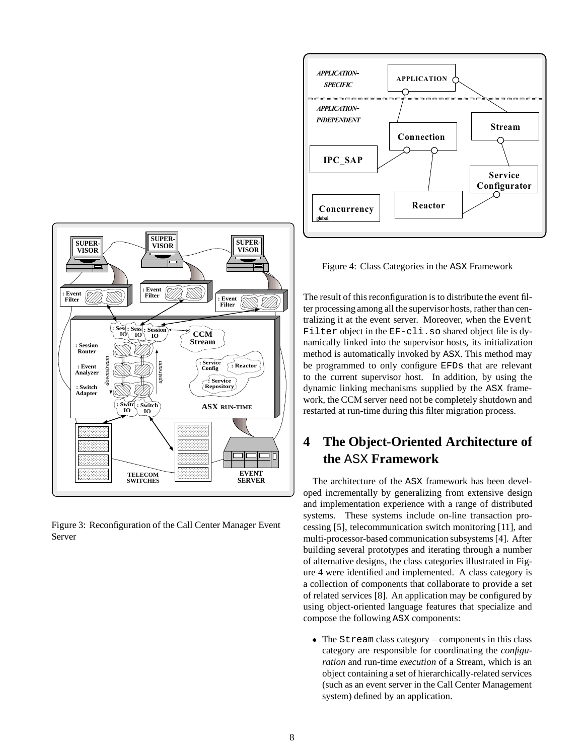Figure 3: Reconfiguration of the Call Center Manager Event Server

Figure 4: Class Categories in the ASX Framework

The result of this reconfiguration is to distribute the event filter processing among all the supervisor hosts, rather than centralizing it at the event server. Moreover, when the Event Filter object in the EF-cli.so shared object file is dynamically linked into the supervisor hosts, its initialization method is automatically invoked by ASX. This method may be programmed to only configure EFDs that are relevant to the current supervisor host. In addition, by using the dynamic linking mechanisms supplied by the ASX framework, the CCM server need not be completely shutdown and restarted at run-time during this filter migration process.

# 4 The Object-Oriented Architecture of the ASX Framework

The architecture of the ASX framework has been developed incrementally by generalizing from extensive design and implementation experience with a range of distributed systems. These systems include on-line transaction processing [5], telecommunication switch monitoring [11], and multi-processor-based communication subsystems [4]. After building several prototypes and iterating through a number of alternative designs, the class categories illustrated in Figure 4 were identified and implemented. A class category is a collection of components that collaborate to provide a set of related services [8]. An application may be configured by using object-oriented language features that specialize and compose the following ASX components:

- The Stream class category – components in this class category are responsible for coordinating the *configuration* and run-time *execution* of a Stream, which is an object containing a set of hierarchically-related services (such as an event server in the Call Center Management system) defined by an application.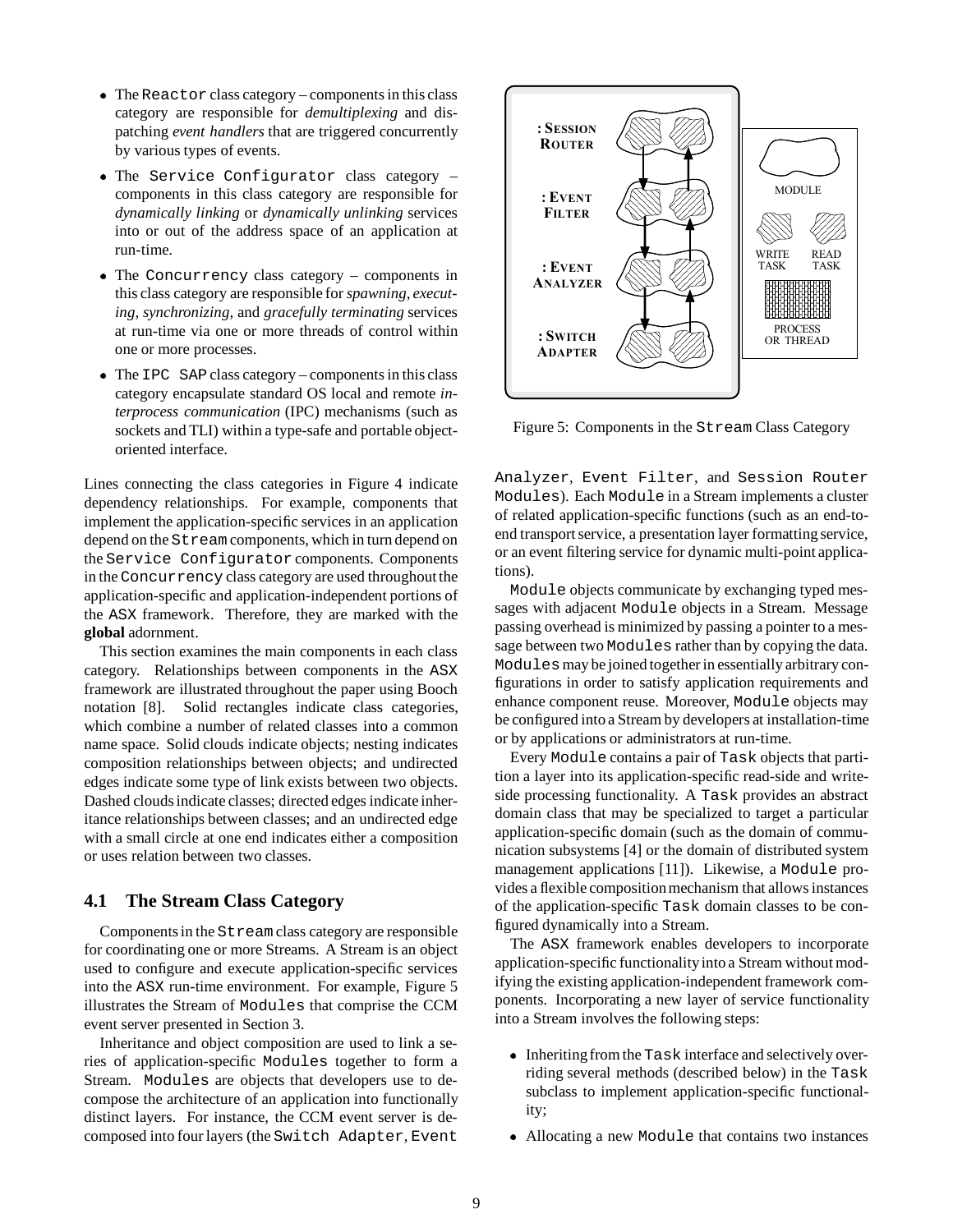- The `Reactor` class category – components in this class category are responsible for *demultiplexing* and dispatching *event handlers* that are triggered concurrently by various types of events.
- The `Service Configurator` class category – components in this class category are responsible for *dynamically linking* or *dynamically unlinking* services into or out of the address space of an application at run-time.
- The `Concurrency` class category – components in this class category are responsible for *spawning, executing, synchronizing,* and *gracefully terminating* services at run-time via one or more threads of control within one or more processes.
- The `IPC SAP` class category – components in this class category encapsulate standard OS local and remote *interprocess communication* (IPC) mechanisms (such as sockets and TLI) within a type-safe and portable object-oriented interface.

Lines connecting the class categories in Figure 4 indicate dependency relationships. For example, components that implement the application-specific services in an application depend on the `Stream` components, which in turn depend on the `Service Configurator` components. Components in the `Concurrency` class category are used throughout the application-specific and application-independent portions of the ASX framework. Therefore, they are marked with the **global** adornment.

This section examines the main components in each class category. Relationships between components in the ASX framework are illustrated throughout the paper using Booch notation [8]. Solid rectangles indicate class categories, which combine a number of related classes into a common name space. Solid clouds indicate objects; nesting indicates composition relationships between objects; and undirected edges indicate some type of link exists between two objects. Dashed clouds indicate classes; directed edges indicate inheritance relationships between classes; and an undirected edge with a small circle at one end indicates either a composition or uses relation between two classes.

## 4.1 The Stream Class Category

Components in the `Stream` class category are responsible for coordinating one or more Streams. A Stream is an object used to configure and execute application-specific services into the ASX run-time environment. For example, Figure 5 illustrates the Stream of `Modules` that comprise the CCM event server presented in Section 3.

Inheritance and object composition are used to link a series of application-specific `Modules` together to form a Stream. `Modules` are objects that developers use to decompose the architecture of an application into functionally distinct layers. For instance, the CCM event server is decomposed into four layers (the `Switch Adapter`, `Event Analyzer`, `Event Filter`, and `Session Router Modules`). Each `Module` in a Stream implements a cluster of related application-specific functions (such as an end-to-end transport service, a presentation layer formatting service, or an event filtering service for dynamic multi-point applications).

Figure 5: Components in the `Stream` Class Category

`Module` objects communicate by exchanging typed messages with adjacent `Module` objects in a Stream. Message passing overhead is minimized by passing a pointer to a message between two `Modules` rather than by copying the data. `Modules` may be joined together in essentially arbitrary configurations in order to satisfy application requirements and enhance component reuse. Moreover, `Module` objects may be configured into a Stream by developers at installation-time or by applications or administrators at run-time.

Every `Module` contains a pair of `Task` objects that partition a layer into its application-specific read-side and write-side processing functionality. A `Task` provides an abstract domain class that may be specialized to target a particular application-specific domain (such as the domain of communication subsystems [4] or the domain of distributed system management applications [11]). Likewise, a `Module` provides a flexible composition mechanism that allows instances of the application-specific `Task` domain classes to be configured dynamically into a Stream.

The ASX framework enables developers to incorporate application-specific functionality into a Stream without modifying the existing application-independent framework components. Incorporating a new layer of service functionality into a Stream involves the following steps:

- Inheriting from the `Task` interface and selectively overriding several methods (described below) in the `Task` subclass to implement application-specific functionality;
- Allocating a new `Module` that contains two instances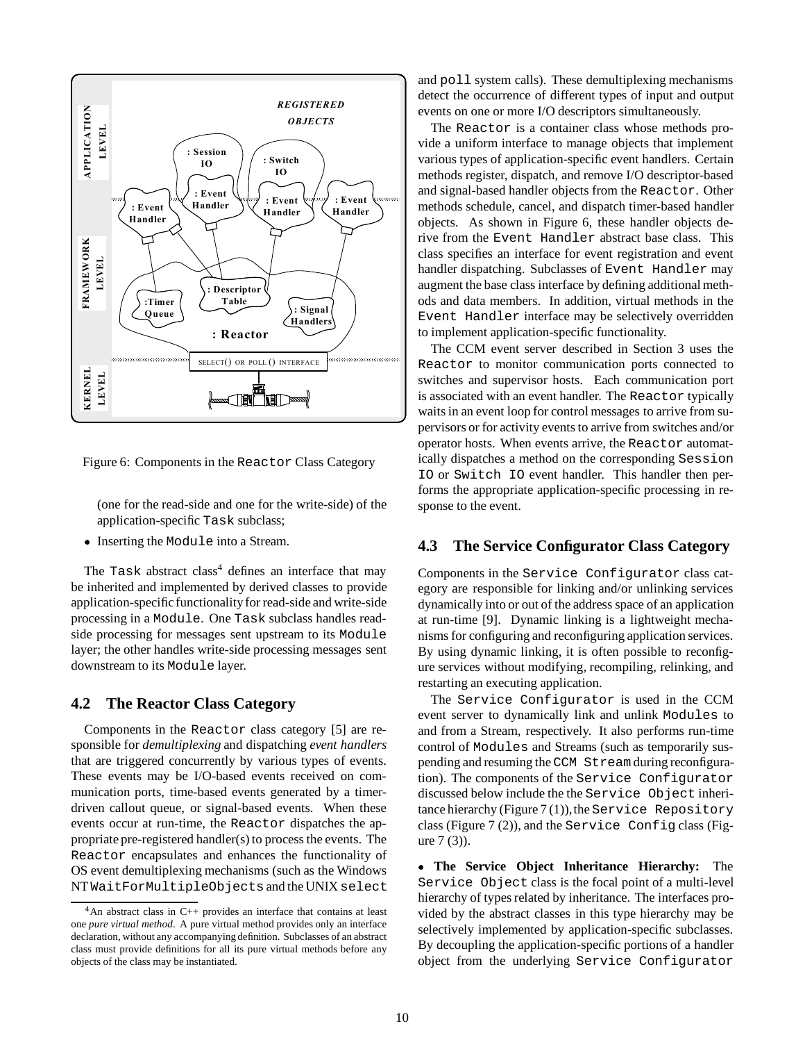Figure 6: Components in the Reactor Class Category

(one for the read-side and one for the write-side) of the application-specific Task subclass;

- Inserting the Module into a Stream.

The Task abstract class[4] defines an interface that may be inherited and implemented by derived classes to provide application-specific functionality for read-side and write-side processing in a Module. One Task subclass handles read-side processing for messages sent upstream to its Module layer; the other handles write-side processing messages sent downstream to its Module layer.

## 4.2 The Reactor Class Category

Components in the Reactor class category [5] are responsible for *demultiplexing* and dispatching *event handlers* that are triggered concurrently by various types of events. These events may be I/O-based events received on communication ports, time-based events generated by a timer-driven callout queue, or signal-based events. When these events occur at run-time, the Reactor dispatches the appropriate pre-registered handler(s) to process the events. The Reactor encapsulates and enhances the functionality of OS event demultiplexing mechanisms (such as the Windows NT WaitForMultipleObjects and the UNIX select and poll system calls). These demultiplexing mechanisms detect the occurrence of different types of input and output events on one or more I/O descriptors simultaneously.

The Reactor is a container class whose methods provide a uniform interface to manage objects that implement various types of application-specific event handlers. Certain methods register, dispatch, and remove I/O descriptor-based and signal-based handler objects from the Reactor. Other methods schedule, cancel, and dispatch timer-based handler objects. As shown in Figure 6, these handler objects derive from the Event Handler abstract base class. This class specifies an interface for event registration and event handler dispatching. Subclasses of Event Handler may augment the base class interface by defining additional methods and data members. In addition, virtual methods in the Event Handler interface may be selectively overridden to implement application-specific functionality.

The CCM event server described in Section 3 uses the Reactor to monitor communication ports connected to switches and supervisor hosts. Each communication port is associated with an event handler. The Reactor typically waits in an event loop for control messages to arrive from supervisors or for activity events to arrive from switches and/or operator hosts. When events arrive, the Reactor automatically dispatches a method on the corresponding Session IO or Switch IO event handler. This handler then performs the appropriate application-specific processing in response to the event.

## 4.3 The Service Configurator Class Category

Components in the Service Configurator class category are responsible for linking and/or unlinking services dynamically into or out of the address space of an application at run-time [9]. Dynamic linking is a lightweight mechanisms for configuring and reconfiguring application services. By using dynamic linking, it is often possible to reconfigure services without modifying, recompiling, relinking, and restarting an executing application.

The Service Configurator is used in the CCM event server to dynamically link and unlink Modules to and from a Stream, respectively. It also performs run-time control of Modules and Streams (such as temporarily suspending and resuming the CCM Stream during reconfiguration). The components of the Service Configurator discussed below include the the Service Object inheritance hierarchy (Figure 7 (1)), the Service Repository class (Figure 7 (2)), and the Service Config class (Figure 7 (3)).

- **The Service Object Inheritance Hierarchy:** The Service Object class is the focal point of a multi-level hierarchy of types related by inheritance. The interfaces provided by the abstract classes in this type hierarchy may be selectively implemented by application-specific subclasses. By decoupling the application-specific portions of a handler object from the underlying Service Configurator

[4] An abstract class in C++ provides an interface that contains at least one *pure virtual method*. A pure virtual method provides only an interface declaration, without any accompanying definition. Subclasses of an abstract class must provide definitions for all its pure virtual methods before any objects of the class may be instantiated.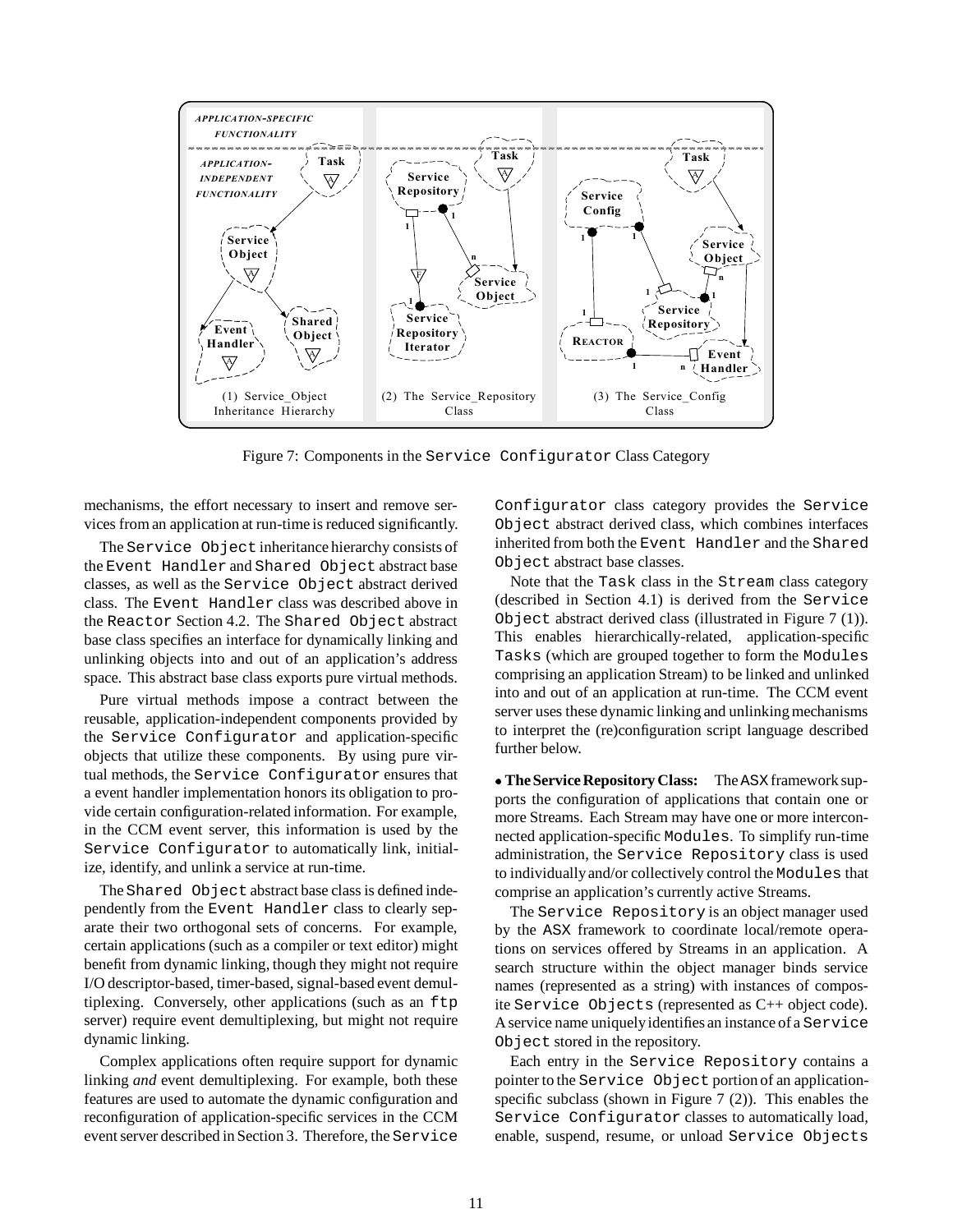Figure 7: Components in the Service Configurator Class Category

mechanisms, the effort necessary to insert and remove services from an application at run-time is reduced significantly.

The Service Object inheritance hierarchy consists of the Event Handler and Shared Object abstract base classes, as well as the Service Object abstract derived class. The Event Handler class was described above in the Reactor Section 4.2. The Shared Object abstract base class specifies an interface for dynamically linking and unlinking objects into and out of an application's address space. This abstract base class exports pure virtual methods.

Pure virtual methods impose a contract between the reusable, application-independent components provided by the Service Configurator and application-specific objects that utilize these components. By using pure virtual methods, the Service Configurator ensures that a event handler implementation honors its obligation to provide certain configuration-related information. For example, in the CCM event server, this information is used by the Service Configurator to automatically link, initialize, identify, and unlink a service at run-time.

The Shared Object abstract base class is defined independently from the Event Handler class to clearly separate their two orthogonal sets of concerns. For example, certain applications (such as a compiler or text editor) might benefit from dynamic linking, though they might not require I/O descriptor-based, timer-based, signal-based event demultiplexing. Conversely, other applications (such as an ftp server) require event demultiplexing, but might not require dynamic linking.

Complex applications often require support for dynamic linking *and* event demultiplexing. For example, both these features are used to automate the dynamic configuration and reconfiguration of application-specific services in the CCM event server described in Section 3. Therefore, the Service Configurator class category provides the Service Object abstract derived class, which combines interfaces inherited from both the Event Handler and the Shared Object abstract base classes.

Note that the Task class in the Stream class category (described in Section 4.1) is derived from the Service Object abstract derived class (illustrated in Figure 7 (1)). This enables hierarchically-related, application-specific Tasks (which are grouped together to form the Modules comprising an application Stream) to be linked and unlinked into and out of an application at run-time. The CCM event server uses these dynamic linking and unlinking mechanisms to interpret the (re)configuration script language described further below.

- **The Service Repository Class:** The ASX framework supports the configuration of applications that contain one or more Streams. Each Stream may have one or more interconnected application-specific Modules. To simplify run-time administration, the Service Repository class is used to individually and/or collectively control the Modules that comprise an application's currently active Streams.

The Service Repository is an object manager used by the ASX framework to coordinate local/remote operations on services offered by Streams in an application. A search structure within the object manager binds service names (represented as a string) with instances of composite Service Objects (represented as C++ object code). A service name uniquely identifies an instance of a Service Object stored in the repository.

Each entry in the Service Repository contains a pointer to the Service Object portion of an application-specific subclass (shown in Figure 7 (2)). This enables the Service Configurator classes to automatically load, enable, suspend, resume, or unload Service Objects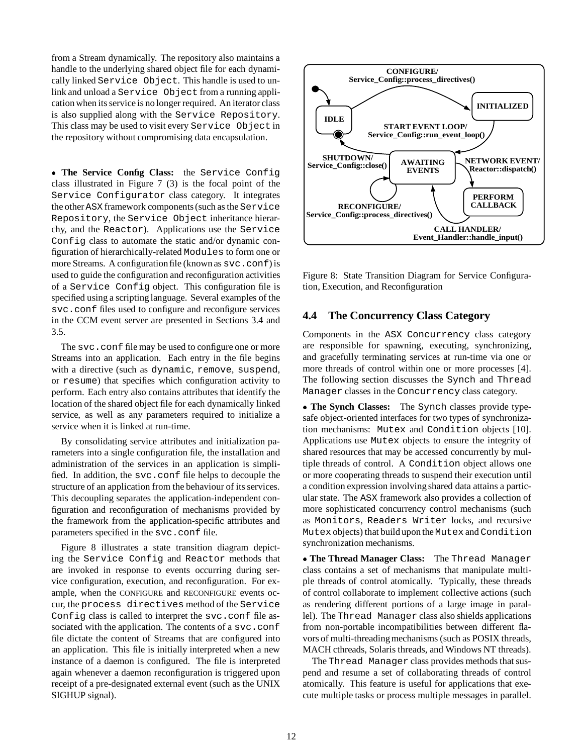from a Stream dynamically. The repository also maintains a handle to the underlying shared object file for each dynamically linked Service Object. This handle is used to unlink and unload a Service Object from a running application when its service is no longer required. An iterator class is also supplied along with the Service Repository. This class may be used to visit every Service Object in the repository without compromising data encapsulation.

• **The Service Config Class:** the Service Config class illustrated in Figure 7 (3) is the focal point of the Service Configurator class category. It integrates the other ASX framework components (such as the Service Repository, the Service Object inheritance hierarchy, and the Reactor). Applications use the Service Config class to automate the static and/or dynamic configuration of hierarchically-related Modules to form one or more Streams. A configuration file (known as svc.conf) is used to guide the configuration and reconfiguration activities of a Service Config object. This configuration file is specified using a scripting language. Several examples of the svc.conf files used to configure and reconfigure services in the CCM event server are presented in Sections 3.4 and 3.5.

The svc.conf file may be used to configure one or more Streams into an application. Each entry in the file begins with a directive (such as dynamic, remove, suspend, or resume) that specifies which configuration activity to perform. Each entry also contains attributes that identify the location of the shared object file for each dynamically linked service, as well as any parameters required to initialize a service when it is linked at run-time.

By consolidating service attributes and initialization parameters into a single configuration file, the installation and administration of the services in an application is simplified. In addition, the svc.conf file helps to decouple the structure of an application from the behaviour of its services. This decoupling separates the application-independent configuration and reconfiguration of mechanisms provided by the framework from the application-specific attributes and parameters specified in the svc.conf file.

Figure 8 illustrates a state transition diagram depicting the Service Config and Reactor methods that are invoked in response to events occurring during service configuration, execution, and reconfiguration. For example, when the CONFIGURE and RECONFIGURE events occur, the process directives method of the Service Config class is called to interpret the svc.conf file associated with the application. The contents of a svc.conf file dictate the content of Streams that are configured into an application. This file is initially interpreted when a new instance of a daemon is configured. The file is interpreted again whenever a daemon reconfiguration is triggered upon receipt of a pre-designated external event (such as the UNIX SIGHUP signal).

Figure 8: State Transition Diagram for Service Configuration, Execution, and Reconfiguration

## 4.4 The Concurrency Class Category

Components in the ASX Concurrency class category are responsible for spawning, executing, synchronizing, and gracefully terminating services at run-time via one or more threads of control within one or more processes [4]. The following section discusses the Synch and Thread Manager classes in the Concurrency class category.

• **The Synch Classes:** The Synch classes provide type-safe object-oriented interfaces for two types of synchronization mechanisms: Mutex and Condition objects [10]. Applications use Mutex objects to ensure the integrity of shared resources that may be accessed concurrently by multiple threads of control. A Condition object allows one or more cooperating threads to suspend their execution until a condition expression involving shared data attains a particular state. The ASX framework also provides a collection of more sophisticated concurrency control mechanisms (such as Monitors, Readers Writer locks, and recursive Mutex objects) that build upon the Mutex and Condition synchronization mechanisms.

• **The Thread Manager Class:** The Thread Manager class contains a set of mechanisms that manipulate multiple threads of control atomically. Typically, these threads of control collaborate to implement collective actions (such as rendering different portions of a large image in parallel). The Thread Manager class also shields applications from non-portable incompatibilities between different flavors of multi-threading mechanisms (such as POSIX threads, MACH cthreads, Solaris threads, and Windows NT threads).

The Thread Manager class provides methods that suspend and resume a set of collaborating threads of control atomically. This feature is useful for applications that execute multiple tasks or process multiple messages in parallel.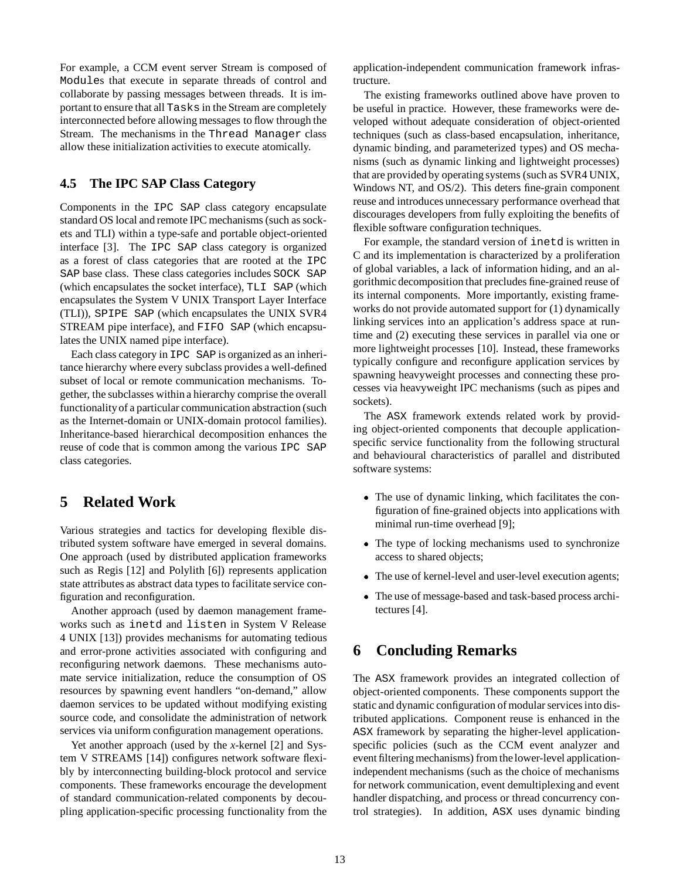For example, a CCM event server Stream is composed of Modules that execute in separate threads of control and collaborate by passing messages between threads. It is important to ensure that all Tasks in the Stream are completely interconnected before allowing messages to flow through the Stream. The mechanisms in the Thread Manager class allow these initialization activities to execute atomically.

### 4.5 The IPC SAP Class Category

Components in the IPC SAP class category encapsulate standard OS local and remote IPC mechanisms (such as sockets and TLI) within a type-safe and portable object-oriented interface [3]. The IPC SAP class category is organized as a forest of class categories that are rooted at the IPC SAP base class. These class categories includes SOCK SAP (which encapsulates the socket interface), TLI SAP (which encapsulates the System V UNIX Transport Layer Interface (TLI)), SPIPE SAP (which encapsulates the UNIX SVR4 STREAM pipe interface), and FIFO SAP (which encapsulates the UNIX named pipe interface).

Each class category in IPC SAP is organized as an inheritance hierarchy where every subclass provides a well-defined subset of local or remote communication mechanisms. Together, the subclasses within a hierarchy comprise the overall functionality of a particular communication abstraction (such as the Internet-domain or UNIX-domain protocol families). Inheritance-based hierarchical decomposition enhances the reuse of code that is common among the various IPC SAP class categories.

## 5 Related Work

Various strategies and tactics for developing flexible distributed system software have emerged in several domains. One approach (used by distributed application frameworks such as Regis [12] and Polylith [6]) represents application state attributes as abstract data types to facilitate service configuration and reconfiguration.

Another approach (used by daemon management frameworks such as inetd and listen in System V Release 4 UNIX [13]) provides mechanisms for automating tedious and error-prone activities associated with configuring and reconfiguring network daemons. These mechanisms automate service initialization, reduce the consumption of OS resources by spawning event handlers "on-demand," allow daemon services to be updated without modifying existing source code, and consolidate the administration of network services via uniform configuration management operations.

Yet another approach (used by the *x*-kernel [2] and System V STREAMS [14]) configures network software flexibly by interconnecting building-block protocol and service components. These frameworks encourage the development of standard communication-related components by decoupling application-specific processing functionality from the application-independent communication framework infrastructure.

The existing frameworks outlined above have proven to be useful in practice. However, these frameworks were developed without adequate consideration of object-oriented techniques (such as class-based encapsulation, inheritance, dynamic binding, and parameterized types) and OS mechanisms (such as dynamic linking and lightweight processes) that are provided by operating systems (such as SVR4 UNIX, Windows NT, and OS/2). This deters fine-grain component reuse and introduces unnecessary performance overhead that discourages developers from fully exploiting the benefits of flexible software configuration techniques.

For example, the standard version of inetd is written in C and its implementation is characterized by a proliferation of global variables, a lack of information hiding, and an algorithmic decomposition that precludes fine-grained reuse of its internal components. More importantly, existing frameworks do not provide automated support for (1) dynamically linking services into an application's address space at run-time and (2) executing these services in parallel via one or more lightweight processes [10]. Instead, these frameworks typically configure and reconfigure application services by spawning heavyweight processes and connecting these processes via heavyweight IPC mechanisms (such as pipes and sockets).

The ASX framework extends related work by providing object-oriented components that decouple application-specific service functionality from the following structural and behavioural characteristics of parallel and distributed software systems:

- The use of dynamic linking, which facilitates the configuration of fine-grained objects into applications with minimal run-time overhead [9];
- The type of locking mechanisms used to synchronize access to shared objects;
- The use of kernel-level and user-level execution agents;
- The use of message-based and task-based process architectures [4].

## 6 Concluding Remarks

The ASX framework provides an integrated collection of object-oriented components. These components support the static and dynamic configuration of modular services into distributed applications. Component reuse is enhanced in the ASX framework by separating the higher-level application-specific policies (such as the CCM event analyzer and event filtering mechanisms) from the lower-level application-independent mechanisms (such as the choice of mechanisms for network communication, event demultiplexing and event handler dispatching, and process or thread concurrency control strategies). In addition, ASX uses dynamic binding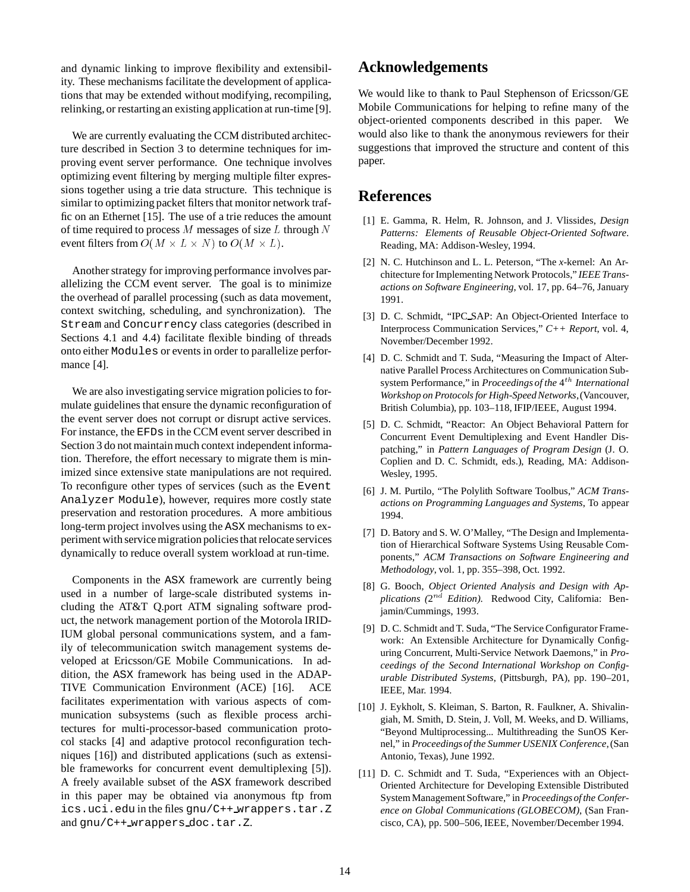and dynamic linking to improve flexibility and extensibility. These mechanisms facilitate the development of applications that may be extended without modifying, recompiling, relinking, or restarting an existing application at run-time [9].

We are currently evaluating the CCM distributed architecture described in Section 3 to determine techniques for improving event server performance. One technique involves optimizing event filtering by merging multiple filter expressions together using a trie data structure. This technique is similar to optimizing packet filters that monitor network traffic on an Ethernet [15]. The use of a trie reduces the amount of time required to process $M$ messages of size $L$ through $N$ event filters from $O(M \times L \times N)$ to $O(M \times L)$.

Another strategy for improving performance involves parallelizing the CCM event server. The goal is to minimize the overhead of parallel processing (such as data movement, context switching, scheduling, and synchronization). The `Stream` and `Concurrency` class categories (described in Sections 4.1 and 4.4) facilitate flexible binding of threads onto either `Modules` or events in order to parallelize performance [4].

We are also investigating service migration policies to formulate guidelines that ensure the dynamic reconfiguration of the event server does not corrupt or disrupt active services. For instance, the `EFDs` in the CCM event server described in Section 3 do not maintain much context independent information. Therefore, the effort necessary to migrate them is minimized since extensive state manipulations are not required. To reconfigure other types of services (such as the `Event Analyzer Module`), however, requires more costly state preservation and restoration procedures. A more ambitious long-term project involves using the ASX mechanisms to experiment with service migration policies that relocate services dynamically to reduce overall system workload at run-time.

Components in the ASX framework are currently being used in a number of large-scale distributed systems including the AT&T Q.port ATM signaling software product, the network management portion of the Motorola IRIDIUM global personal communications system, and a family of telecommunication switch management systems developed at Ericsson/GE Mobile Communications. In addition, the ASX framework has being used in the ADAPTIVE Communication Environment (ACE) [16]. ACE facilitates experimentation with various aspects of communication subsystems (such as flexible process architectures for multi-processor-based communication protocol stacks [4] and adaptive protocol reconfiguration techniques [16]) and distributed applications (such as extensible frameworks for concurrent event demultiplexing [5]). A freely available subset of the ASX framework described in this paper may be obtained via anonymous ftp from `ics.uci.edu` in the files `gnu/C++_wrappers.tar.Z` and `gnu/C++_wrappers_doc.tar.Z`.

# Acknowledgements

We would like to thank to Paul Stephenson of Ericsson/GE Mobile Communications for helping to refine many of the object-oriented components described in this paper. We would also like to thank the anonymous reviewers for their suggestions that improved the structure and content of this paper.

# References

[1] E. Gamma, R. Helm, R. Johnson, and J. Vlissides, *Design Patterns: Elements of Reusable Object-Oriented Software*. Reading, MA: Addison-Wesley, 1994.

[2] N. C. Hutchinson and L. L. Peterson, "The *x*-kernel: An Architecture for Implementing Network Protocols," *IEEE Transactions on Software Engineering*, vol. 17, pp. 64–76, January 1991.

[3] D. C. Schmidt, "IPC_SAP: An Object-Oriented Interface to Interprocess Communication Services," *C++ Report*, vol. 4, November/December 1992.

[4] D. C. Schmidt and T. Suda, "Measuring the Impact of Alternative Parallel Process Architectures on Communication Subsystem Performance," in *Proceedings of the* $4^{th}$ *International Workshop on Protocols for High-Speed Networks*, (Vancouver, British Columbia), pp. 103–118, IFIP/IEEE, August 1994.

[5] D. C. Schmidt, "Reactor: An Object Behavioral Pattern for Concurrent Event Demultiplexing and Event Handler Dispatching," in *Pattern Languages of Program Design* (J. O. Coplien and D. C. Schmidt, eds.), Reading, MA: Addison-Wesley, 1995.

[6] J. M. Purtilo, "The Polylith Software Toolbus," *ACM Transactions on Programming Languages and Systems*, To appear 1994.

[7] D. Batory and S. W. O'Malley, "The Design and Implementation of Hierarchical Software Systems Using Reusable Components," *ACM Transactions on Software Engineering and Methodology*, vol. 1, pp. 355–398, Oct. 1992.

[8] G. Booch, *Object Oriented Analysis and Design with Applications* ($2^{nd}$ *Edition).* Redwood City, California: Benjamin/Cummings, 1993.

[9] D. C. Schmidt and T. Suda, "The Service Configurator Framework: An Extensible Architecture for Dynamically Configuring Concurrent, Multi-Service Network Daemons," in *Proceedings of the Second International Workshop on Configurable Distributed Systems*, (Pittsburgh, PA), pp. 190–201, IEEE, Mar. 1994.

[10] J. Eykholt, S. Kleiman, S. Barton, R. Faulkner, A. Shivalingiah, M. Smith, D. Stein, J. Voll, M. Weeks, and D. Williams, "Beyond Multiprocessing... Multithreading the SunOS Kernel," in *Proceedings of the Summer USENIX Conference*, (San Antonio, Texas), June 1992.

[11] D. C. Schmidt and T. Suda, "Experiences with an Object-Oriented Architecture for Developing Extensible Distributed System Management Software," in *Proceedings of the Conference on Global Communications (GLOBECOM)*, (San Francisco, CA), pp. 500–506, IEEE, November/December 1994.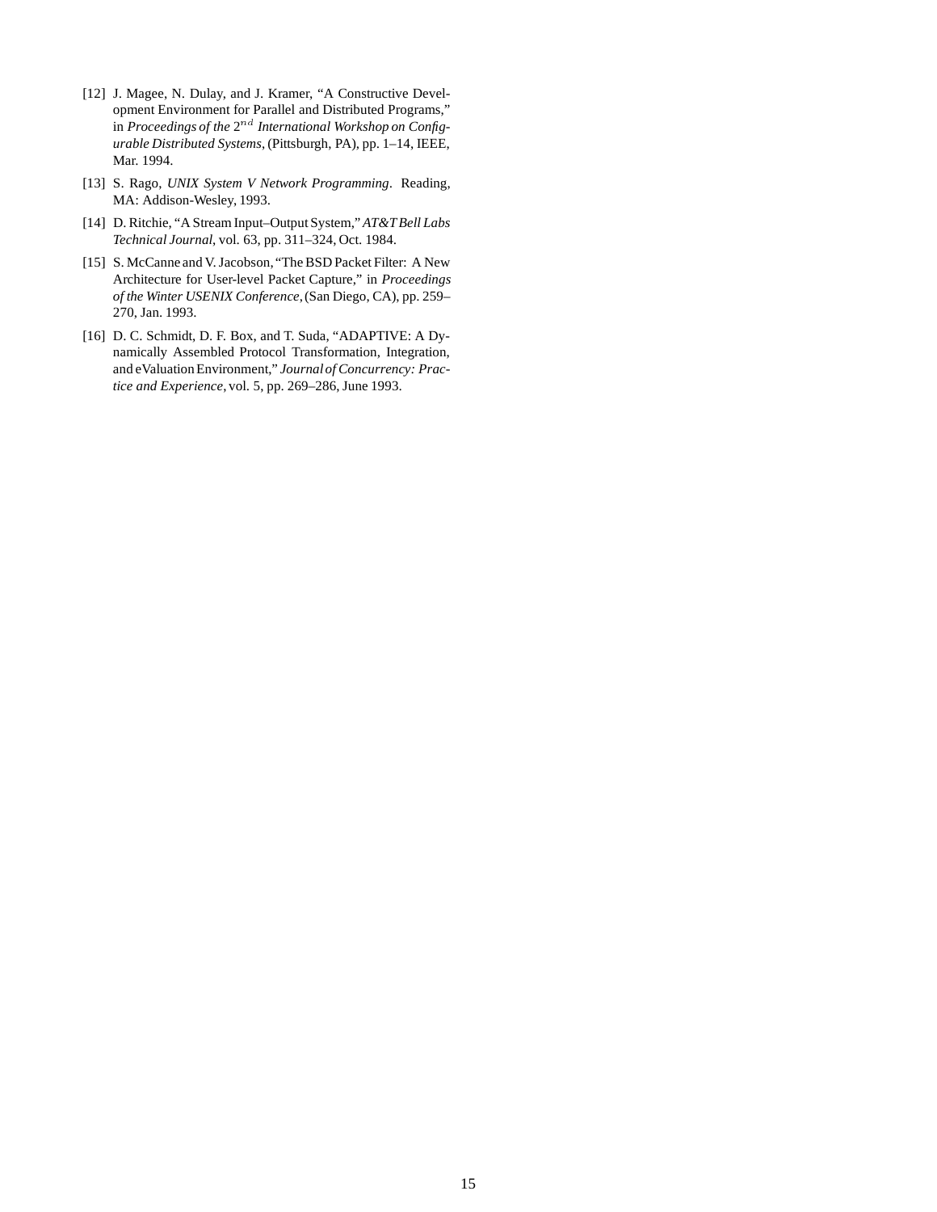[12] J. Magee, N. Dulay, and J. Kramer, "A Constructive Development Environment for Parallel and Distributed Programs," in *Proceedings of the* $2^{nd}$ *International Workshop on Configurable Distributed Systems*, (Pittsburgh, PA), pp. 1–14, IEEE, Mar. 1994.

[13] S. Rago, *UNIX System V Network Programming*. Reading, MA: Addison-Wesley, 1993.

[14] D. Ritchie, "A Stream Input–Output System," *AT&T Bell Labs Technical Journal*, vol. 63, pp. 311–324, Oct. 1984.

[15] S. McCanne and V. Jacobson, "The BSD Packet Filter: A New Architecture for User-level Packet Capture," in *Proceedings of the Winter USENIX Conference*, (San Diego, CA), pp. 259–270, Jan. 1993.

[16] D. C. Schmidt, D. F. Box, and T. Suda, "ADAPTIVE: A Dynamically Assembled Protocol Transformation, Integration, and eValuation Environment," *Journal of Concurrency: Practice and Experience*, vol. 5, pp. 269–286, June 1993.